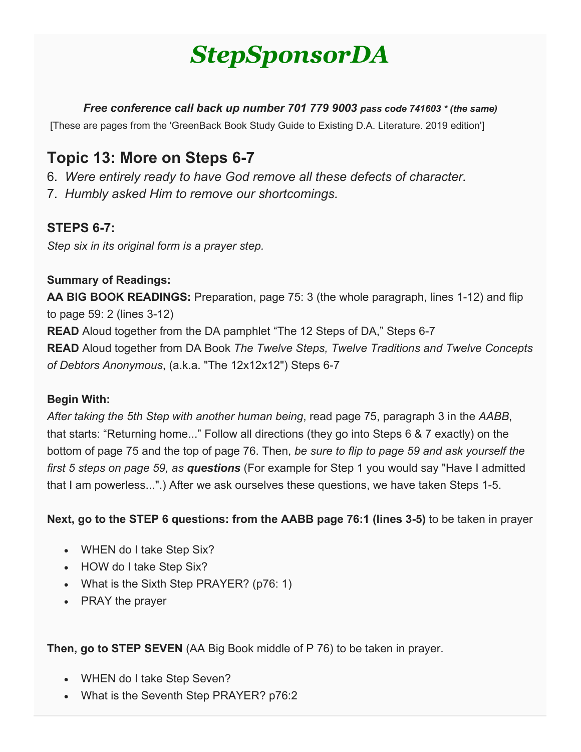# *StepSponsorDA*

***Free conference call back up number 701 779 9003** pass code 741603 * (the same)*

[These are pages from the 'GreenBack Book Study Guide to Existing D.A. Literature. 2019 edition']

## Topic 13: More on Steps 6-7

6. *Were entirely ready to have God remove all these defects of character.*
7. *Humbly asked Him to remove our shortcomings.*

### STEPS 6-7:

*Step six in its original form is a prayer step.*

**Summary of Readings:**

**AA BIG BOOK READINGS:** Preparation, page 75: 3 (the whole paragraph, lines 1-12) and flip to page 59: 2 (lines 3-12)

**READ** Aloud together from the DA pamphlet "The 12 Steps of DA," Steps 6-7

**READ** Aloud together from DA Book *The Twelve Steps, Twelve Traditions and Twelve Concepts of Debtors Anonymous*, (a.k.a. "The 12x12x12") Steps 6-7

**Begin With:**

*After taking the 5th Step with another human being*, read page 75, paragraph 3 in the *AABB*, that starts: "Returning home..." Follow all directions (they go into Steps 6 & 7 exactly) on the bottom of page 75 and the top of page 76. Then, *be sure to flip to page 59 and ask yourself the first 5 steps on page 59, as **questions*** (For example for Step 1 you would say "Have I admitted that I am powerless...".) After we ask ourselves these questions, we have taken Steps 1-5.

**Next, go to the STEP 6 questions: from the AABB page 76:1 (lines 3-5)** to be taken in prayer

- WHEN do I take Step Six?
- HOW do I take Step Six?
- What is the Sixth Step PRAYER? (p76: 1)
- PRAY the prayer

**Then, go to STEP SEVEN** (AA Big Book middle of P 76) to be taken in prayer.

- WHEN do I take Step Seven?
- What is the Seventh Step PRAYER? p76:2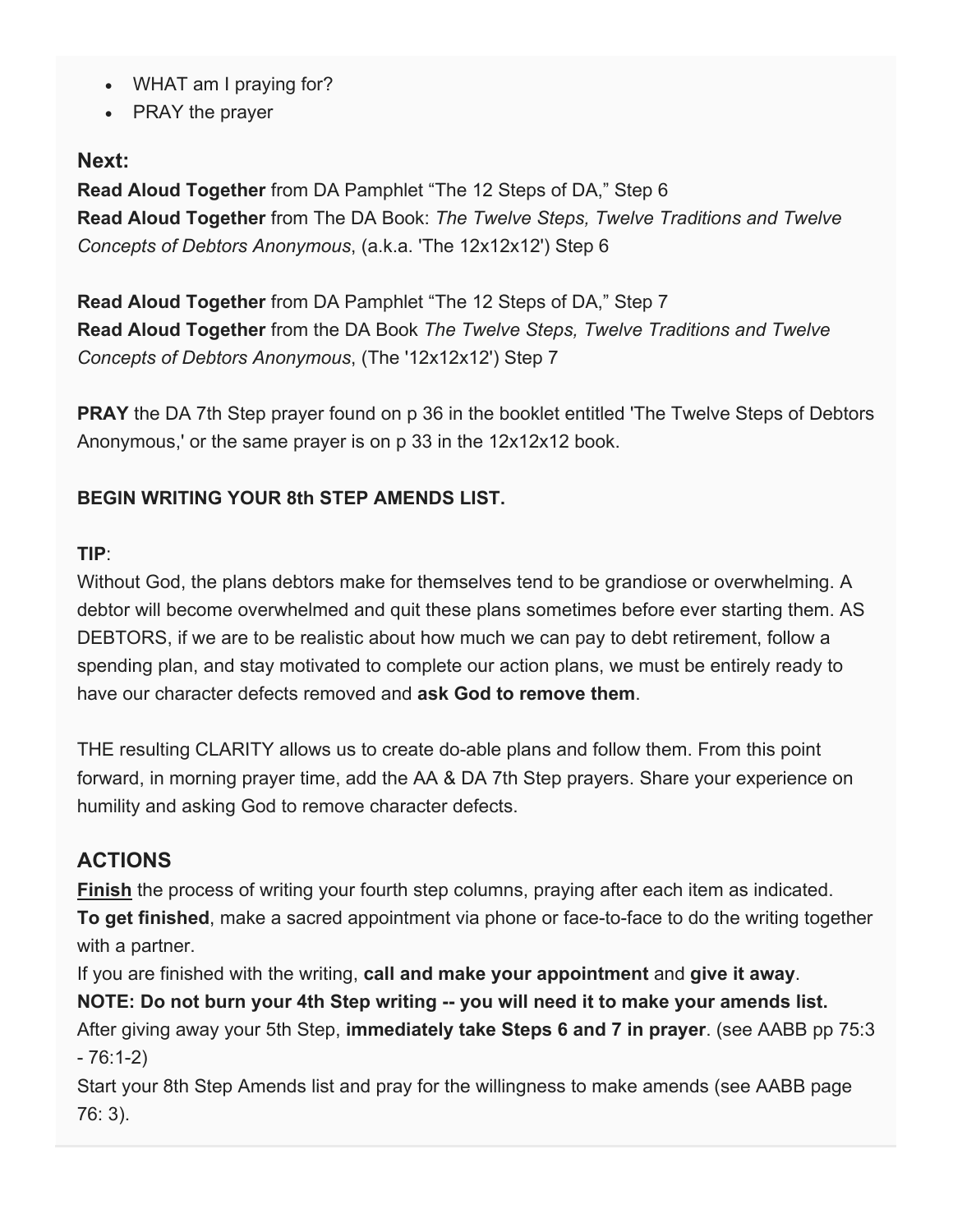- WHAT am I praying for?
- PRAY the prayer

### Next:

**Read Aloud Together** from DA Pamphlet "The 12 Steps of DA," Step 6
**Read Aloud Together** from The DA Book: *The Twelve Steps, Twelve Traditions and Twelve Concepts of Debtors Anonymous*, (a.k.a. 'The 12x12x12') Step 6

**Read Aloud Together** from DA Pamphlet "The 12 Steps of DA," Step 7
**Read Aloud Together** from the DA Book *The Twelve Steps, Twelve Traditions and Twelve Concepts of Debtors Anonymous*, (The '12x12x12') Step 7

**PRAY** the DA 7th Step prayer found on p 36 in the booklet entitled 'The Twelve Steps of Debtors Anonymous,' or the same prayer is on p 33 in the 12x12x12 book.

**BEGIN WRITING YOUR 8th STEP AMENDS LIST.**

**TIP**:
Without God, the plans debtors make for themselves tend to be grandiose or overwhelming. A debtor will become overwhelmed and quit these plans sometimes before ever starting them. AS DEBTORS, if we are to be realistic about how much we can pay to debt retirement, follow a spending plan, and stay motivated to complete our action plans, we must be entirely ready to have our character defects removed and **ask God to remove them**.

THE resulting CLARITY allows us to create do-able plans and follow them. From this point forward, in morning prayer time, add the AA & DA 7th Step prayers. Share your experience on humility and asking God to remove character defects.

### ACTIONS

**Finish** the process of writing your fourth step columns, praying after each item as indicated.
**To get finished**, make a sacred appointment via phone or face-to-face to do the writing together with a partner.
If you are finished with the writing, **call and make your appointment** and **give it away**.
**NOTE: Do not burn your 4th Step writing -- you will need it to make your amends list.**
After giving away your 5th Step, **immediately take Steps 6 and 7 in prayer**. (see AABB pp 75:3 - 76:1-2)
Start your 8th Step Amends list and pray for the willingness to make amends (see AABB page 76: 3).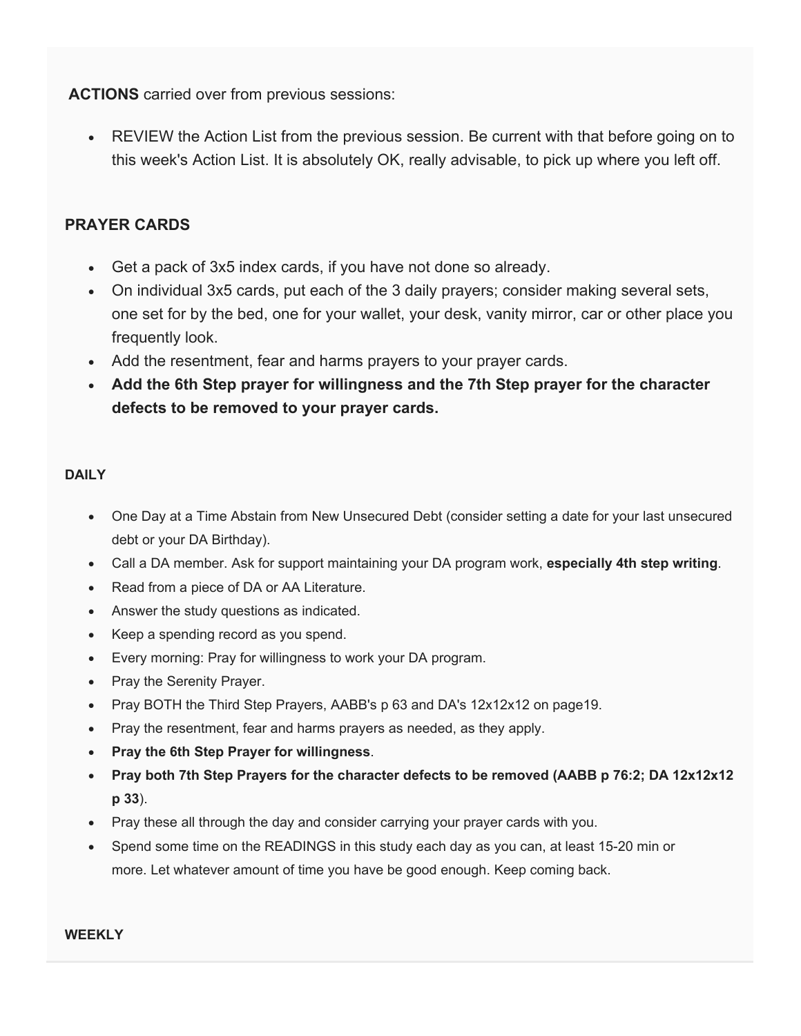**ACTIONS** carried over from previous sessions:

- REVIEW the Action List from the previous session. Be current with that before going on to this week's Action List. It is absolutely OK, really advisable, to pick up where you left off.

### PRAYER CARDS

- Get a pack of 3x5 index cards, if you have not done so already.
- On individual 3x5 cards, put each of the 3 daily prayers; consider making several sets, one set for by the bed, one for your wallet, your desk, vanity mirror, car or other place you frequently look.
- Add the resentment, fear and harms prayers to your prayer cards.
- **Add the 6th Step prayer for willingness and the 7th Step prayer for the character defects to be removed to your prayer cards.**

#### DAILY

- One Day at a Time Abstain from New Unsecured Debt (consider setting a date for your last unsecured debt or your DA Birthday).
- Call a DA member. Ask for support maintaining your DA program work, **especially 4th step writing**.
- Read from a piece of DA or AA Literature.
- Answer the study questions as indicated.
- Keep a spending record as you spend.
- Every morning: Pray for willingness to work your DA program.
- Pray the Serenity Prayer.
- Pray BOTH the Third Step Prayers, AABB's p 63 and DA's 12x12x12 on page19.
- Pray the resentment, fear and harms prayers as needed, as they apply.
- **Pray the 6th Step Prayer for willingness**.
- **Pray both 7th Step Prayers for the character defects to be removed (AABB p 76:2; DA 12x12x12 p 33**).
- Pray these all through the day and consider carrying your prayer cards with you.
- Spend some time on the READINGS in this study each day as you can, at least 15-20 min or more. Let whatever amount of time you have be good enough. Keep coming back.

#### WEEKLY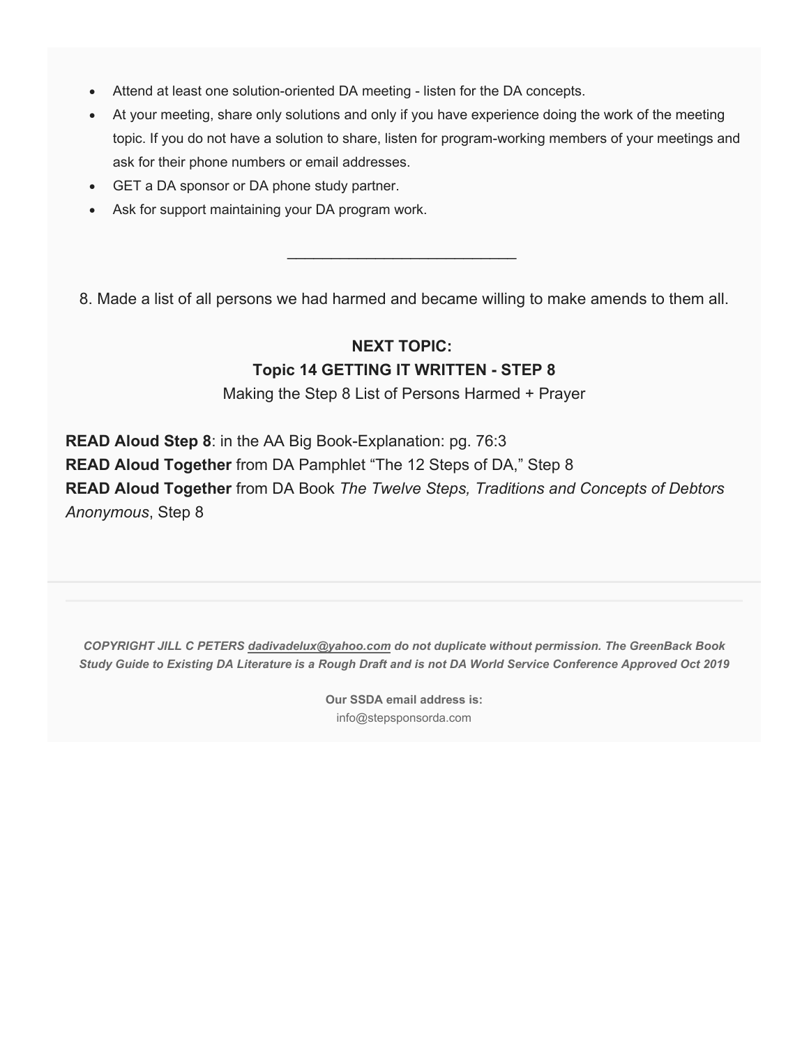- Attend at least one solution-oriented DA meeting - listen for the DA concepts.
- At your meeting, share only solutions and only if you have experience doing the work of the meeting topic. If you do not have a solution to share, listen for program-working members of your meetings and ask for their phone numbers or email addresses.
- GET a DA sponsor or DA phone study partner.
- Ask for support maintaining your DA program work.

\_\_\_\_\_\_\_\_\_\_\_\_\_\_\_\_\_\_\_\_\_\_\_\_\_\_\_\_\_\_

8. Made a list of all persons we had harmed and became willing to make amends to them all.

**NEXT TOPIC:**

**Topic 14 GETTING IT WRITTEN - STEP 8**

Making the Step 8 List of Persons Harmed + Prayer

**READ Aloud Step 8**: in the AA Big Book-Explanation: pg. 76:3
**READ Aloud Together** from DA Pamphlet "The 12 Steps of DA," Step 8
**READ Aloud Together** from DA Book *The Twelve Steps, Traditions and Concepts of Debtors Anonymous*, Step 8

***COPYRIGHT JILL C PETERS dadivadelux@yahoo.com do not duplicate without permission. The GreenBack Book Study Guide to Existing DA Literature is a Rough Draft and is not DA World Service Conference Approved Oct 2019***

**Our SSDA email address is:**
info@stepsponsorda.com